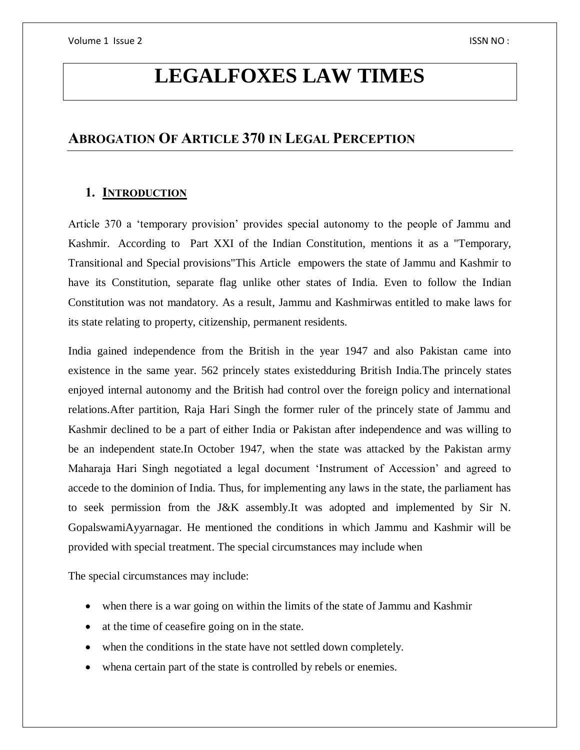# LEGALFOXES LAW TIMES

## ABROGATION OF ARTICLE 370 IN LEGAL PERCEPTION

### 1. INTRODUCTION

Article 370 a 'temporary provision' provides special autonomy to the people of Jammu and Kashmir. According to Part XXI of the Indian Constitution, mentions it as a "Temporary, Transitional and Special provisions"This Article empowers the state of Jammu and Kashmir to have its Constitution, separate flag unlike other states of India. Even to follow the Indian Constitution was not mandatory. As a result, Jammu and Kashmirwas entitled to make laws for its state relating to property, citizenship, permanent residents.

India gained independence from the British in the year 1947 and also Pakistan came into existence in the same year. 562 princely states existedduring British India.The princely states enjoyed internal autonomy and the British had control over the foreign policy and international relations.After partition, Raja Hari Singh the former ruler of the princely state of Jammu and Kashmir declined to be a part of either India or Pakistan after independence and was willing to be an independent state.In October 1947, when the state was attacked by the Pakistan army Maharaja Hari Singh negotiated a legal document 'Instrument of Accession' and agreed to accede to the dominion of India. Thus, for implementing any laws in the state, the parliament has to seek permission from the J&K assembly.It was adopted and implemented by Sir N. GopalswamiAyyarnagar. He mentioned the conditions in which Jammu and Kashmir will be provided with special treatment. The special circumstances may include when

The special circumstances may include:

- when there is a war going on within the limits of the state of Jammu and Kashmir
- at the time of ceasefire going on in the state.
- when the conditions in the state have not settled down completely.
- whena certain part of the state is controlled by rebels or enemies.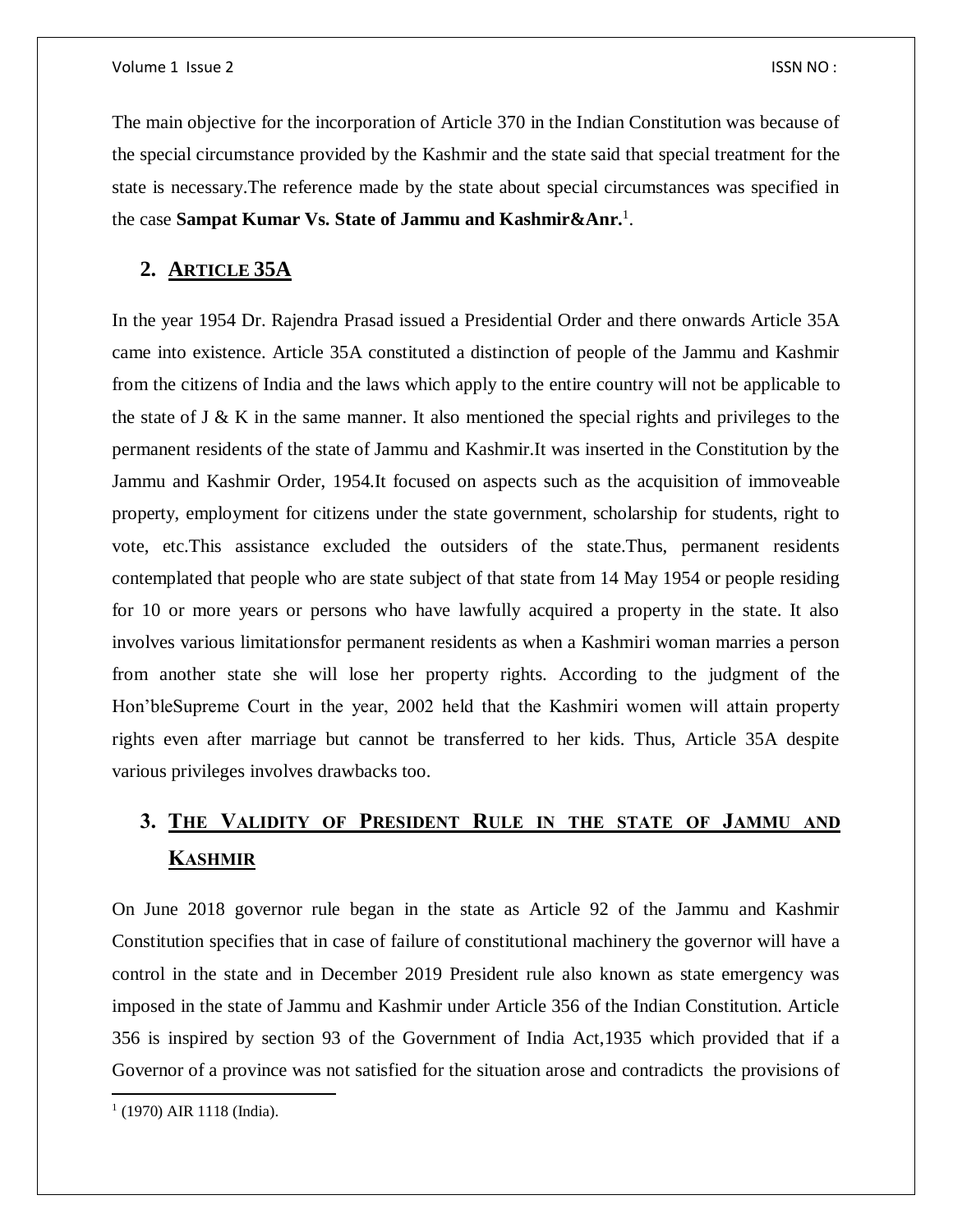The main objective for the incorporation of Article 370 in the Indian Constitution was because of the special circumstance provided by the Kashmir and the state said that special treatment for the state is necessary.The reference made by the state about special circumstances was specified in the case **Sampat Kumar Vs. State of Jammu and Kashmir&Anr.**[1].

## 2. ARTICLE 35A

In the year 1954 Dr. Rajendra Prasad issued a Presidential Order and there onwards Article 35A came into existence. Article 35A constituted a distinction of people of the Jammu and Kashmir from the citizens of India and the laws which apply to the entire country will not be applicable to the state of J & K in the same manner. It also mentioned the special rights and privileges to the permanent residents of the state of Jammu and Kashmir.It was inserted in the Constitution by the Jammu and Kashmir Order, 1954.It focused on aspects such as the acquisition of immoveable property, employment for citizens under the state government, scholarship for students, right to vote, etc.This assistance excluded the outsiders of the state.Thus, permanent residents contemplated that people who are state subject of that state from 14 May 1954 or people residing for 10 or more years or persons who have lawfully acquired a property in the state. It also involves various limitationsfor permanent residents as when a Kashmiri woman marries a person from another state she will lose her property rights. According to the judgment of the Hon'bleSupreme Court in the year, 2002 held that the Kashmiri women will attain property rights even after marriage but cannot be transferred to her kids. Thus, Article 35A despite various privileges involves drawbacks too.

## 3. THE VALIDITY OF PRESIDENT RULE IN THE STATE OF JAMMU AND KASHMIR

On June 2018 governor rule began in the state as Article 92 of the Jammu and Kashmir Constitution specifies that in case of failure of constitutional machinery the governor will have a control in the state and in December 2019 President rule also known as state emergency was imposed in the state of Jammu and Kashmir under Article 356 of the Indian Constitution. Article 356 is inspired by section 93 of the Government of India Act,1935 which provided that if a Governor of a province was not satisfied for the situation arose and contradicts the provisions of

[1] (1970) AIR 1118 (India).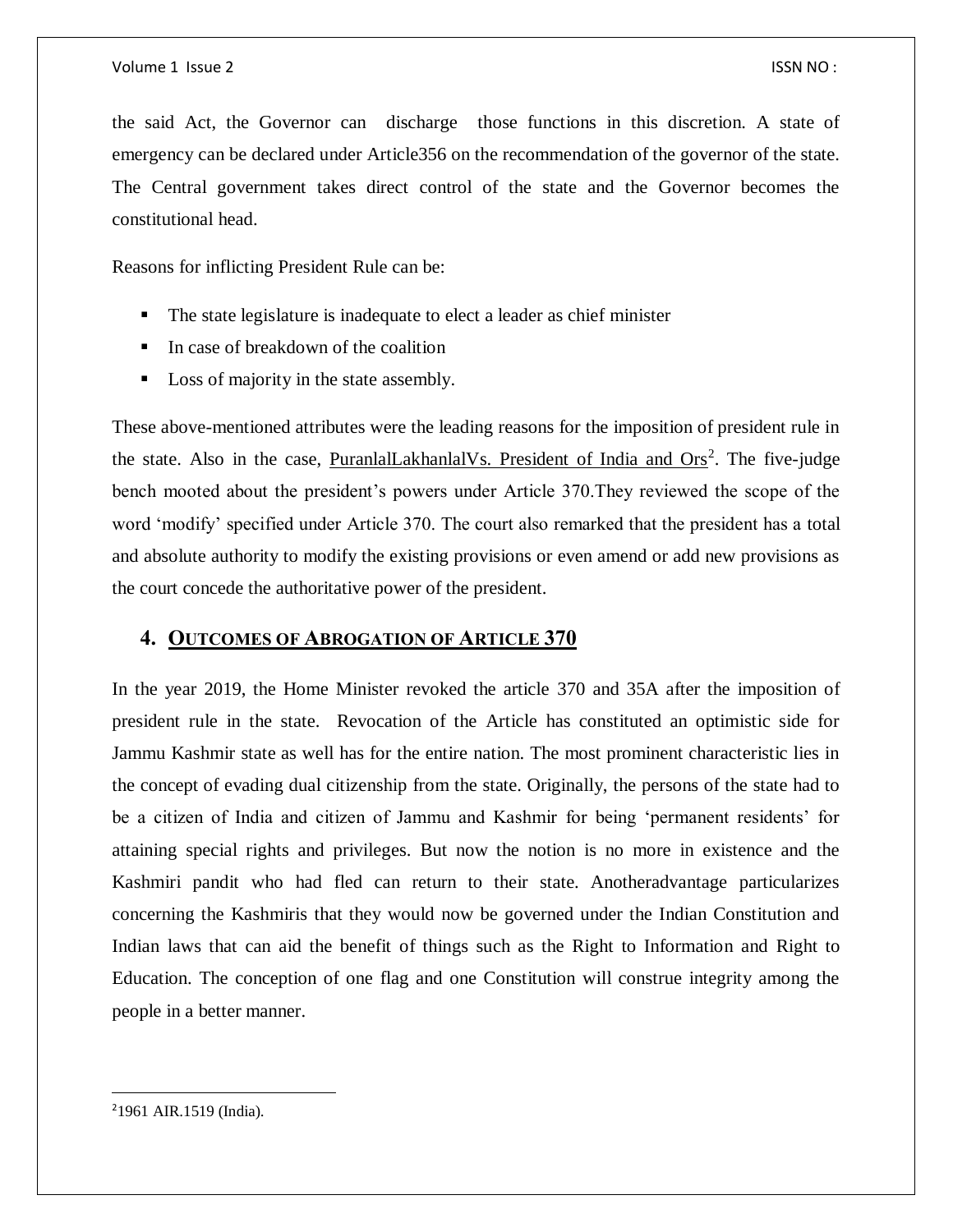the said Act, the Governor can discharge those functions in this discretion. A state of emergency can be declared under Article356 on the recommendation of the governor of the state. The Central government takes direct control of the state and the Governor becomes the constitutional head.

Reasons for inflicting President Rule can be:

- The state legislature is inadequate to elect a leader as chief minister
- In case of breakdown of the coalition
- Loss of majority in the state assembly.

These above-mentioned attributes were the leading reasons for the imposition of president rule in the state. Also in the case, PuranlalLakhanlalVs. President of India and Ors[2]. The five-judge bench mooted about the president's powers under Article 370.They reviewed the scope of the word 'modify' specified under Article 370. The court also remarked that the president has a total and absolute authority to modify the existing provisions or even amend or add new provisions as the court concede the authoritative power of the president.

## 4. OUTCOMES OF ABROGATION OF ARTICLE 370

In the year 2019, the Home Minister revoked the article 370 and 35A after the imposition of president rule in the state. Revocation of the Article has constituted an optimistic side for Jammu Kashmir state as well has for the entire nation. The most prominent characteristic lies in the concept of evading dual citizenship from the state. Originally, the persons of the state had to be a citizen of India and citizen of Jammu and Kashmir for being 'permanent residents' for attaining special rights and privileges. But now the notion is no more in existence and the Kashmiri pandit who had fled can return to their state. Anotheradvantage particularizes concerning the Kashmiris that they would now be governed under the Indian Constitution and Indian laws that can aid the benefit of things such as the Right to Information and Right to Education. The conception of one flag and one Constitution will construe integrity among the people in a better manner.

---

[2]1961 AIR.1519 (India).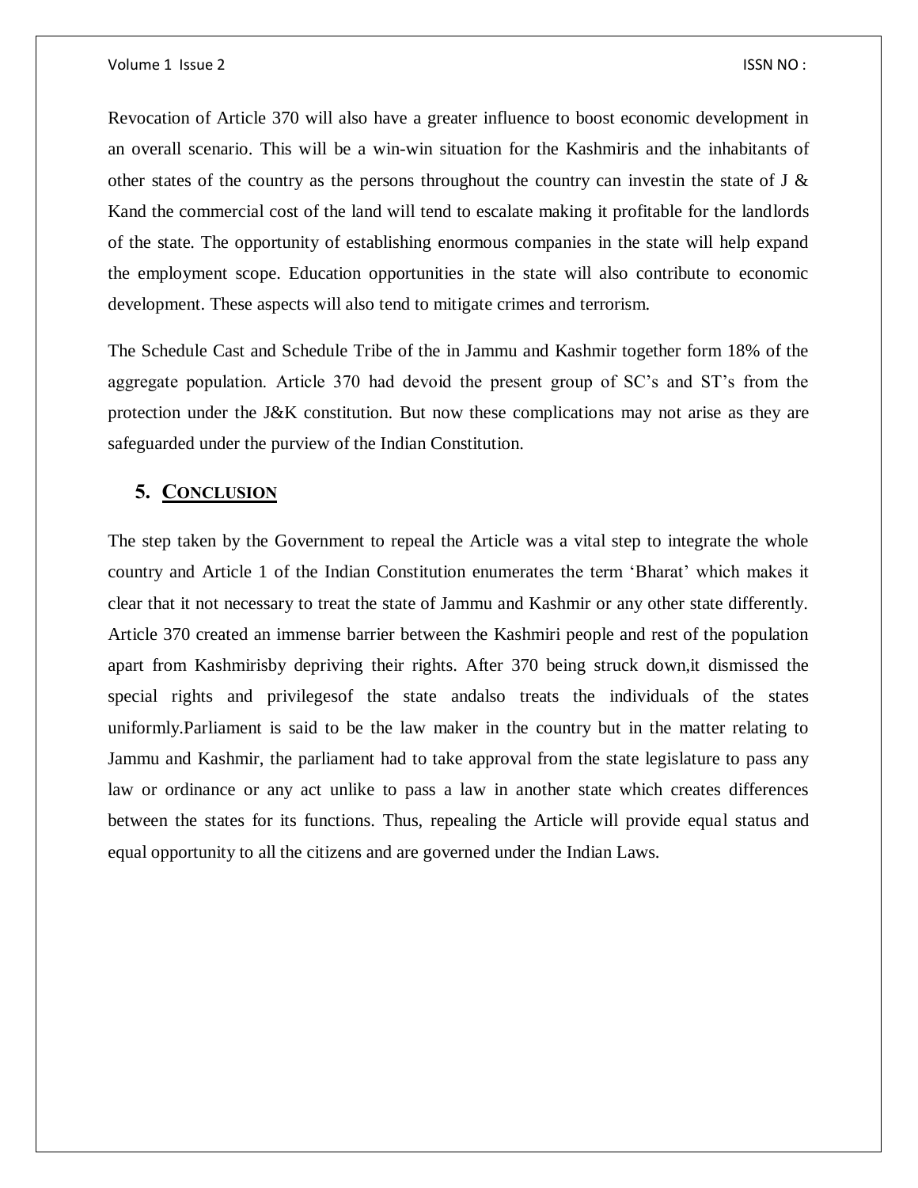Revocation of Article 370 will also have a greater influence to boost economic development in an overall scenario. This will be a win-win situation for the Kashmiris and the inhabitants of other states of the country as the persons throughout the country can investin the state of J & Kand the commercial cost of the land will tend to escalate making it profitable for the landlords of the state. The opportunity of establishing enormous companies in the state will help expand the employment scope. Education opportunities in the state will also contribute to economic development. These aspects will also tend to mitigate crimes and terrorism.

The Schedule Cast and Schedule Tribe of the in Jammu and Kashmir together form 18% of the aggregate population. Article 370 had devoid the present group of SC's and ST's from the protection under the J&K constitution. But now these complications may not arise as they are safeguarded under the purview of the Indian Constitution.

## 5. CONCLUSION

The step taken by the Government to repeal the Article was a vital step to integrate the whole country and Article 1 of the Indian Constitution enumerates the term 'Bharat' which makes it clear that it not necessary to treat the state of Jammu and Kashmir or any other state differently. Article 370 created an immense barrier between the Kashmiri people and rest of the population apart from Kashmirisby depriving their rights. After 370 being struck down,it dismissed the special rights and privilegesof the state andalso treats the individuals of the states uniformly.Parliament is said to be the law maker in the country but in the matter relating to Jammu and Kashmir, the parliament had to take approval from the state legislature to pass any law or ordinance or any act unlike to pass a law in another state which creates differences between the states for its functions. Thus, repealing the Article will provide equal status and equal opportunity to all the citizens and are governed under the Indian Laws.